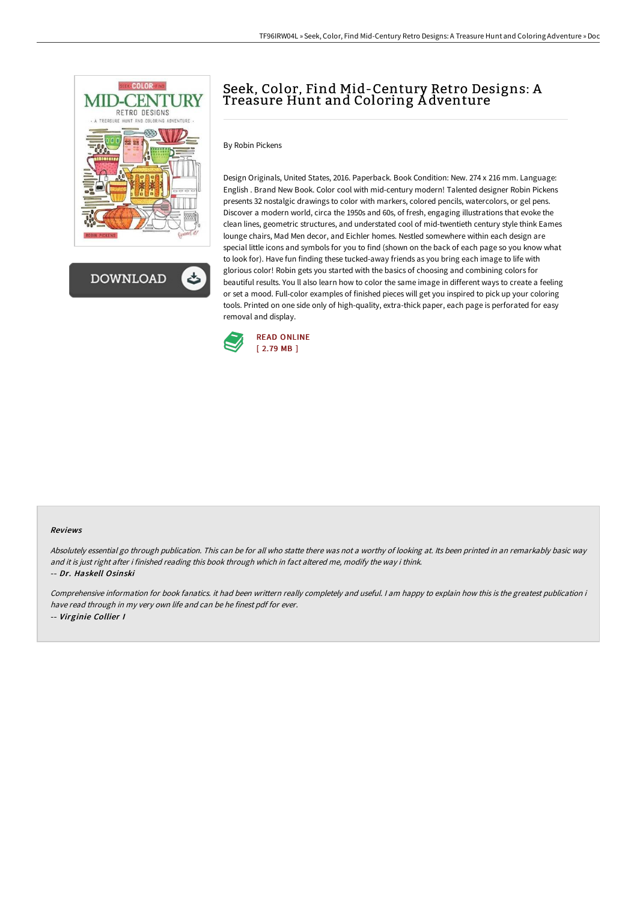# Seek, Color, Find Mid-Century Retro Designs: A Treasure Hunt and Coloring Adventure

By Robin Pickens

Design Originals, United States, 2016. Paperback. Book Condition: New. 274 x 216 mm. Language: English . Brand New Book. Color cool with mid-century modern! Talented designer Robin Pickens presents 32 nostalgic drawings to color with markers, colored pencils, watercolors, or gel pens. Discover a modern world, circa the 1950s and 60s, of fresh, engaging illustrations that evoke the clean lines, geometric structures, and understated cool of mid-twentieth century style think Eames lounge chairs, Mad Men decor, and Eichler homes. Nestled somewhere within each design are special little icons and symbols for you to find (shown on the back of each page so you know what to look for). Have fun finding these tucked-away friends as you bring each image to life with glorious color! Robin gets you started with the basics of choosing and combining colors for beautiful results. You ll also learn how to color the same image in different ways to create a feeling or set a mood. Full-color examples of finished pieces will get you inspired to pick up your coloring tools. Printed on one side only of high-quality, extra-thick paper, each page is perforated for easy removal and display.

READ ONLINE
[ 2.79 MB ]

## Reviews

*Absolutely essential go through publication. This can be for all who statte there was not a worthy of looking at. Its been printed in an remarkably basic way and it is just right after i finished reading this book through which in fact altered me, modify the way i think.*

-- ***Dr. Haskell Osinski***

*Comprehensive information for book fanatics. it had been writtern really completely and useful. I am happy to explain how this is the greatest publication i have read through in my very own life and can be he finest pdf for ever.*

-- ***Virginie Collier I***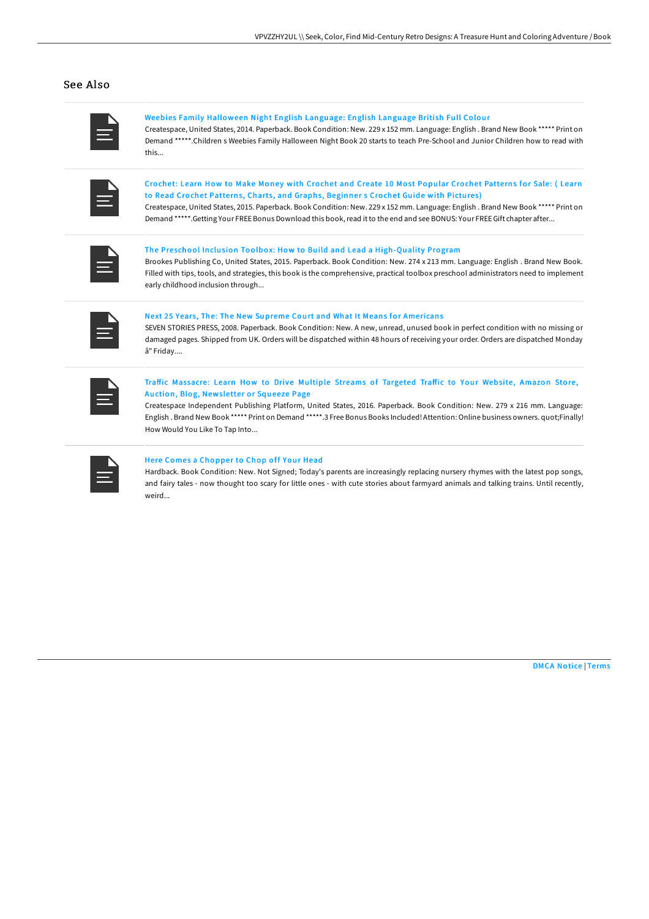## See Also

**Weebies Family Halloween Night English Language: English Language British Full Colour**

Createspace, United States, 2014. Paperback. Book Condition: New. 229 x 152 mm. Language: English . Brand New Book ***** Print on Demand *****.Children s Weebies Family Halloween Night Book 20 starts to teach Pre-School and Junior Children how to read with this...

**Crochet: Learn How to Make Money with Crochet and Create 10 Most Popular Crochet Patterns for Sale: ( Learn to Read Crochet Patterns, Charts, and Graphs, Beginner s Crochet Guide with Pictures)**

Createspace, United States, 2015. Paperback. Book Condition: New. 229 x 152 mm. Language: English . Brand New Book ***** Print on Demand *****.Getting Your FREE Bonus Download this book, read it to the end and see BONUS: Your FREE Gift chapter after...

**The Preschool Inclusion Toolbox: How to Build and Lead a High-Quality Program**

Brookes Publishing Co, United States, 2015. Paperback. Book Condition: New. 274 x 213 mm. Language: English . Brand New Book. Filled with tips, tools, and strategies, this book is the comprehensive, practical toolbox preschool administrators need to implement early childhood inclusion through...

**Next 25 Years, The: The New Supreme Court and What It Means for Americans**

SEVEN STORIES PRESS, 2008. Paperback. Book Condition: New. A new, unread, unused book in perfect condition with no missing or damaged pages. Shipped from UK. Orders will be dispatched within 48 hours of receiving your order. Orders are dispatched Monday â" Friday....

**Traffic Massacre: Learn How to Drive Multiple Streams of Targeted Traffic to Your Website, Amazon Store, Auction, Blog, Newsletter or Squeeze Page**

Createspace Independent Publishing Platform, United States, 2016. Paperback. Book Condition: New. 279 x 216 mm. Language: English . Brand New Book ***** Print on Demand *****.3 Free Bonus Books Included! Attention: Online business owners. quot;Finally! How Would You Like To Tap Into...

**Here Comes a Chopper to Chop off Your Head**

Hardback. Book Condition: New. Not Signed; Today's parents are increasingly replacing nursery rhymes with the latest pop songs, and fairy tales - now thought too scary for little ones - with cute stories about farmyard animals and talking trains. Until recently, weird...

DMCA Notice | Terms